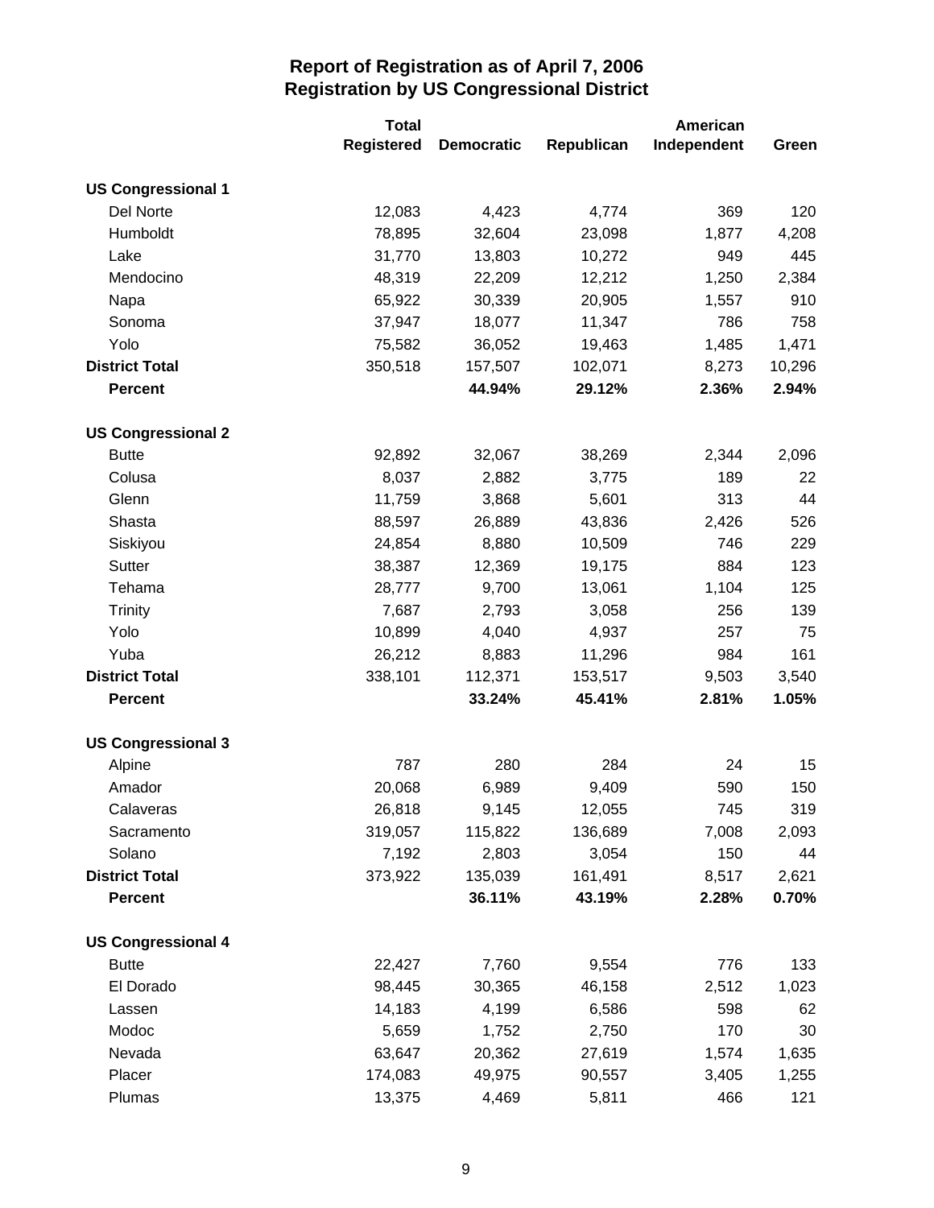# Report of Registration as of April 7, 2006
## Registration by US Congressional District

| | Total Registered | Democratic | Republican | American Independent | Green |
|---|---|---|---|---|---|
| **US Congressional 1** | | | | | |
| Del Norte | 12,083 | 4,423 | 4,774 | 369 | 120 |
| Humboldt | 78,895 | 32,604 | 23,098 | 1,877 | 4,208 |
| Lake | 31,770 | 13,803 | 10,272 | 949 | 445 |
| Mendocino | 48,319 | 22,209 | 12,212 | 1,250 | 2,384 |
| Napa | 65,922 | 30,339 | 20,905 | 1,557 | 910 |
| Sonoma | 37,947 | 18,077 | 11,347 | 786 | 758 |
| Yolo | 75,582 | 36,052 | 19,463 | 1,485 | 1,471 |
| **District Total** | 350,518 | 157,507 | 102,071 | 8,273 | 10,296 |
| **Percent** | | **44.94%** | **29.12%** | **2.36%** | **2.94%** |
| **US Congressional 2** | | | | | |
| Butte | 92,892 | 32,067 | 38,269 | 2,344 | 2,096 |
| Colusa | 8,037 | 2,882 | 3,775 | 189 | 22 |
| Glenn | 11,759 | 3,868 | 5,601 | 313 | 44 |
| Shasta | 88,597 | 26,889 | 43,836 | 2,426 | 526 |
| Siskiyou | 24,854 | 8,880 | 10,509 | 746 | 229 |
| Sutter | 38,387 | 12,369 | 19,175 | 884 | 123 |
| Tehama | 28,777 | 9,700 | 13,061 | 1,104 | 125 |
| Trinity | 7,687 | 2,793 | 3,058 | 256 | 139 |
| Yolo | 10,899 | 4,040 | 4,937 | 257 | 75 |
| Yuba | 26,212 | 8,883 | 11,296 | 984 | 161 |
| **District Total** | 338,101 | 112,371 | 153,517 | 9,503 | 3,540 |
| **Percent** | | **33.24%** | **45.41%** | **2.81%** | **1.05%** |
| **US Congressional 3** | | | | | |
| Alpine | 787 | 280 | 284 | 24 | 15 |
| Amador | 20,068 | 6,989 | 9,409 | 590 | 150 |
| Calaveras | 26,818 | 9,145 | 12,055 | 745 | 319 |
| Sacramento | 319,057 | 115,822 | 136,689 | 7,008 | 2,093 |
| Solano | 7,192 | 2,803 | 3,054 | 150 | 44 |
| **District Total** | 373,922 | 135,039 | 161,491 | 8,517 | 2,621 |
| **Percent** | | **36.11%** | **43.19%** | **2.28%** | **0.70%** |
| **US Congressional 4** | | | | | |
| Butte | 22,427 | 7,760 | 9,554 | 776 | 133 |
| El Dorado | 98,445 | 30,365 | 46,158 | 2,512 | 1,023 |
| Lassen | 14,183 | 4,199 | 6,586 | 598 | 62 |
| Modoc | 5,659 | 1,752 | 2,750 | 170 | 30 |
| Nevada | 63,647 | 20,362 | 27,619 | 1,574 | 1,635 |
| Placer | 174,083 | 49,975 | 90,557 | 3,405 | 1,255 |
| Plumas | 13,375 | 4,469 | 5,811 | 466 | 121 |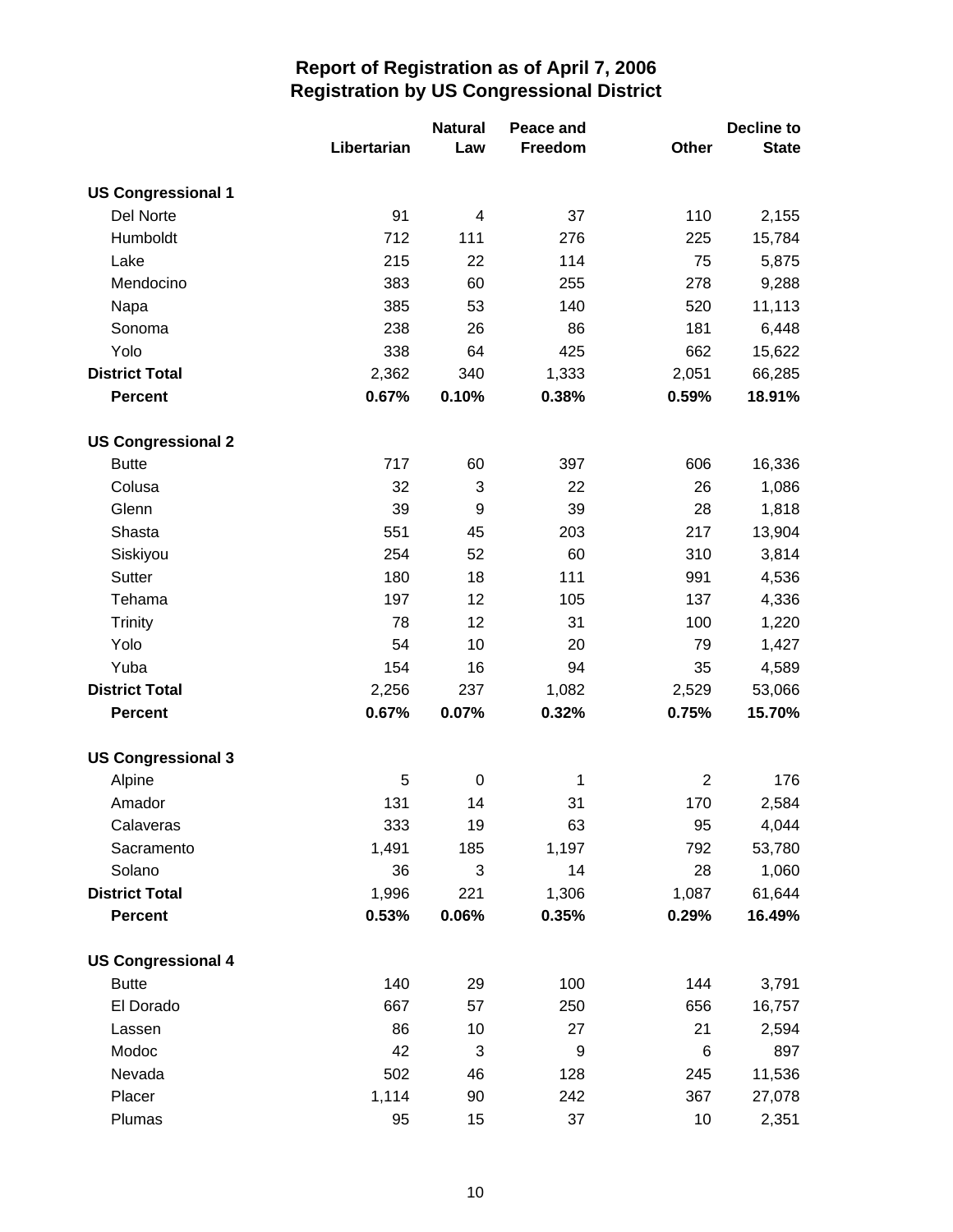# Report of Registration as of April 7, 2006
## Registration by US Congressional District

| | Libertarian | Natural Law | Peace and Freedom | Other | Decline to State |
|---|---|---|---|---|---|
| **US Congressional 1** | | | | | |
| Del Norte | 91 | 4 | 37 | 110 | 2,155 |
| Humboldt | 712 | 111 | 276 | 225 | 15,784 |
| Lake | 215 | 22 | 114 | 75 | 5,875 |
| Mendocino | 383 | 60 | 255 | 278 | 9,288 |
| Napa | 385 | 53 | 140 | 520 | 11,113 |
| Sonoma | 238 | 26 | 86 | 181 | 6,448 |
| Yolo | 338 | 64 | 425 | 662 | 15,622 |
| **District Total** | 2,362 | 340 | 1,333 | 2,051 | 66,285 |
| **Percent** | **0.67%** | **0.10%** | **0.38%** | **0.59%** | **18.91%** |
| **US Congressional 2** | | | | | |
| Butte | 717 | 60 | 397 | 606 | 16,336 |
| Colusa | 32 | 3 | 22 | 26 | 1,086 |
| Glenn | 39 | 9 | 39 | 28 | 1,818 |
| Shasta | 551 | 45 | 203 | 217 | 13,904 |
| Siskiyou | 254 | 52 | 60 | 310 | 3,814 |
| Sutter | 180 | 18 | 111 | 991 | 4,536 |
| Tehama | 197 | 12 | 105 | 137 | 4,336 |
| Trinity | 78 | 12 | 31 | 100 | 1,220 |
| Yolo | 54 | 10 | 20 | 79 | 1,427 |
| Yuba | 154 | 16 | 94 | 35 | 4,589 |
| **District Total** | 2,256 | 237 | 1,082 | 2,529 | 53,066 |
| **Percent** | **0.67%** | **0.07%** | **0.32%** | **0.75%** | **15.70%** |
| **US Congressional 3** | | | | | |
| Alpine | 5 | 0 | 1 | 2 | 176 |
| Amador | 131 | 14 | 31 | 170 | 2,584 |
| Calaveras | 333 | 19 | 63 | 95 | 4,044 |
| Sacramento | 1,491 | 185 | 1,197 | 792 | 53,780 |
| Solano | 36 | 3 | 14 | 28 | 1,060 |
| **District Total** | 1,996 | 221 | 1,306 | 1,087 | 61,644 |
| **Percent** | **0.53%** | **0.06%** | **0.35%** | **0.29%** | **16.49%** |
| **US Congressional 4** | | | | | |
| Butte | 140 | 29 | 100 | 144 | 3,791 |
| El Dorado | 667 | 57 | 250 | 656 | 16,757 |
| Lassen | 86 | 10 | 27 | 21 | 2,594 |
| Modoc | 42 | 3 | 9 | 6 | 897 |
| Nevada | 502 | 46 | 128 | 245 | 11,536 |
| Placer | 1,114 | 90 | 242 | 367 | 27,078 |
| Plumas | 95 | 15 | 37 | 10 | 2,351 |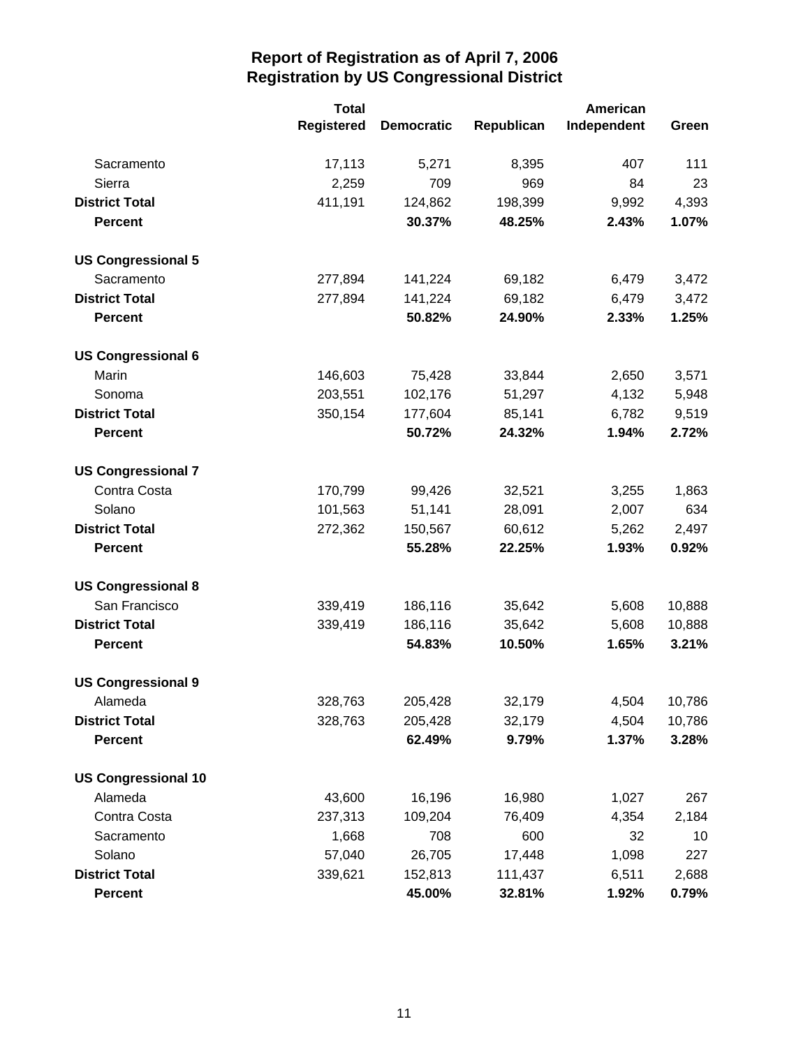# Report of Registration as of April 7, 2006
## Registration by US Congressional District

| | Total Registered | Democratic | Republican | American Independent | Green |
|---|---|---|---|---|---|
| Sacramento | 17,113 | 5,271 | 8,395 | 407 | 111 |
| Sierra | 2,259 | 709 | 969 | 84 | 23 |
| **District Total** | 411,191 | 124,862 | 198,399 | 9,992 | 4,393 |
| **Percent** | | **30.37%** | **48.25%** | **2.43%** | **1.07%** |
| **US Congressional 5** | | | | | |
| Sacramento | 277,894 | 141,224 | 69,182 | 6,479 | 3,472 |
| **District Total** | 277,894 | 141,224 | 69,182 | 6,479 | 3,472 |
| **Percent** | | **50.82%** | **24.90%** | **2.33%** | **1.25%** |
| **US Congressional 6** | | | | | |
| Marin | 146,603 | 75,428 | 33,844 | 2,650 | 3,571 |
| Sonoma | 203,551 | 102,176 | 51,297 | 4,132 | 5,948 |
| **District Total** | 350,154 | 177,604 | 85,141 | 6,782 | 9,519 |
| **Percent** | | **50.72%** | **24.32%** | **1.94%** | **2.72%** |
| **US Congressional 7** | | | | | |
| Contra Costa | 170,799 | 99,426 | 32,521 | 3,255 | 1,863 |
| Solano | 101,563 | 51,141 | 28,091 | 2,007 | 634 |
| **District Total** | 272,362 | 150,567 | 60,612 | 5,262 | 2,497 |
| **Percent** | | **55.28%** | **22.25%** | **1.93%** | **0.92%** |
| **US Congressional 8** | | | | | |
| San Francisco | 339,419 | 186,116 | 35,642 | 5,608 | 10,888 |
| **District Total** | 339,419 | 186,116 | 35,642 | 5,608 | 10,888 |
| **Percent** | | **54.83%** | **10.50%** | **1.65%** | **3.21%** |
| **US Congressional 9** | | | | | |
| Alameda | 328,763 | 205,428 | 32,179 | 4,504 | 10,786 |
| **District Total** | 328,763 | 205,428 | 32,179 | 4,504 | 10,786 |
| **Percent** | | **62.49%** | **9.79%** | **1.37%** | **3.28%** |
| **US Congressional 10** | | | | | |
| Alameda | 43,600 | 16,196 | 16,980 | 1,027 | 267 |
| Contra Costa | 237,313 | 109,204 | 76,409 | 4,354 | 2,184 |
| Sacramento | 1,668 | 708 | 600 | 32 | 10 |
| Solano | 57,040 | 26,705 | 17,448 | 1,098 | 227 |
| **District Total** | 339,621 | 152,813 | 111,437 | 6,511 | 2,688 |
| **Percent** | | **45.00%** | **32.81%** | **1.92%** | **0.79%** |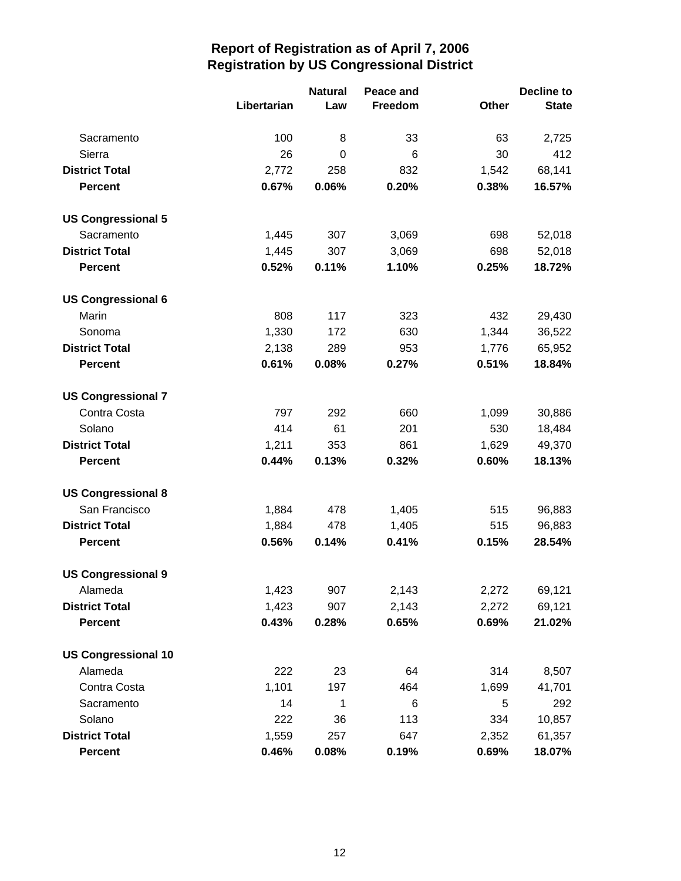## Report of Registration as of April 7, 2006
## Registration by US Congressional District

| | Libertarian | Natural Law | Peace and Freedom | Other | Decline to State |
|---|---|---|---|---|---|
| Sacramento | 100 | 8 | 33 | 63 | 2,725 |
| Sierra | 26 | 0 | 6 | 30 | 412 |
| **District Total** | 2,772 | 258 | 832 | 1,542 | 68,141 |
| **Percent** | **0.67%** | **0.06%** | **0.20%** | **0.38%** | **16.57%** |
| **US Congressional 5** | | | | | |
| Sacramento | 1,445 | 307 | 3,069 | 698 | 52,018 |
| **District Total** | 1,445 | 307 | 3,069 | 698 | 52,018 |
| **Percent** | **0.52%** | **0.11%** | **1.10%** | **0.25%** | **18.72%** |
| **US Congressional 6** | | | | | |
| Marin | 808 | 117 | 323 | 432 | 29,430 |
| Sonoma | 1,330 | 172 | 630 | 1,344 | 36,522 |
| **District Total** | 2,138 | 289 | 953 | 1,776 | 65,952 |
| **Percent** | **0.61%** | **0.08%** | **0.27%** | **0.51%** | **18.84%** |
| **US Congressional 7** | | | | | |
| Contra Costa | 797 | 292 | 660 | 1,099 | 30,886 |
| Solano | 414 | 61 | 201 | 530 | 18,484 |
| **District Total** | 1,211 | 353 | 861 | 1,629 | 49,370 |
| **Percent** | **0.44%** | **0.13%** | **0.32%** | **0.60%** | **18.13%** |
| **US Congressional 8** | | | | | |
| San Francisco | 1,884 | 478 | 1,405 | 515 | 96,883 |
| **District Total** | 1,884 | 478 | 1,405 | 515 | 96,883 |
| **Percent** | **0.56%** | **0.14%** | **0.41%** | **0.15%** | **28.54%** |
| **US Congressional 9** | | | | | |
| Alameda | 1,423 | 907 | 2,143 | 2,272 | 69,121 |
| **District Total** | 1,423 | 907 | 2,143 | 2,272 | 69,121 |
| **Percent** | **0.43%** | **0.28%** | **0.65%** | **0.69%** | **21.02%** |
| **US Congressional 10** | | | | | |
| Alameda | 222 | 23 | 64 | 314 | 8,507 |
| Contra Costa | 1,101 | 197 | 464 | 1,699 | 41,701 |
| Sacramento | 14 | 1 | 6 | 5 | 292 |
| Solano | 222 | 36 | 113 | 334 | 10,857 |
| **District Total** | 1,559 | 257 | 647 | 2,352 | 61,357 |
| **Percent** | **0.46%** | **0.08%** | **0.19%** | **0.69%** | **18.07%** |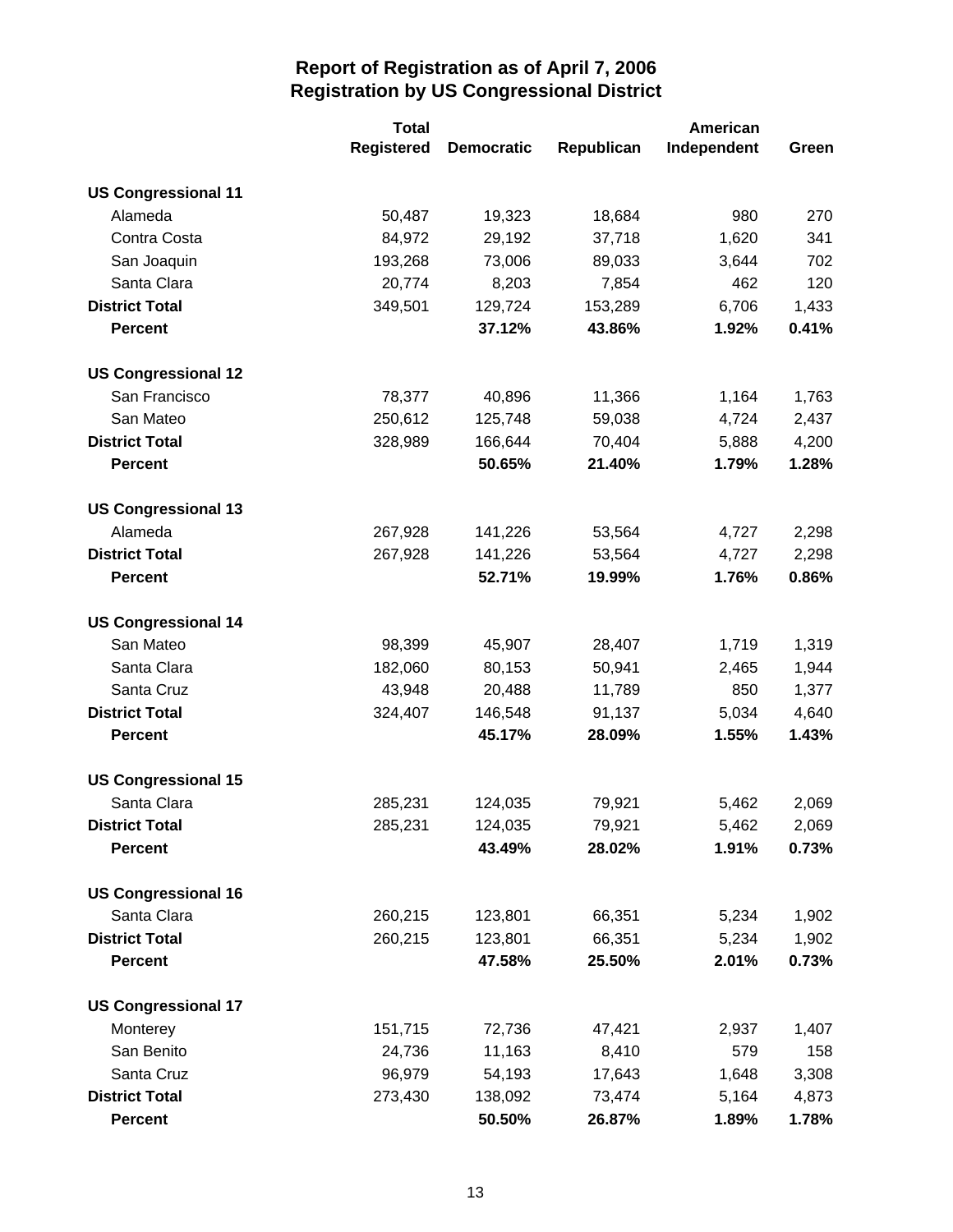# Report of Registration as of April 7, 2006
## Registration by US Congressional District

| | Total Registered | Democratic | Republican | American Independent | Green |
|---|---|---|---|---|---|
| **US Congressional 11** | | | | | |
| Alameda | 50,487 | 19,323 | 18,684 | 980 | 270 |
| Contra Costa | 84,972 | 29,192 | 37,718 | 1,620 | 341 |
| San Joaquin | 193,268 | 73,006 | 89,033 | 3,644 | 702 |
| Santa Clara | 20,774 | 8,203 | 7,854 | 462 | 120 |
| **District Total** | 349,501 | 129,724 | 153,289 | 6,706 | 1,433 |
| **Percent** | | **37.12%** | **43.86%** | **1.92%** | **0.41%** |
| **US Congressional 12** | | | | | |
| San Francisco | 78,377 | 40,896 | 11,366 | 1,164 | 1,763 |
| San Mateo | 250,612 | 125,748 | 59,038 | 4,724 | 2,437 |
| **District Total** | 328,989 | 166,644 | 70,404 | 5,888 | 4,200 |
| **Percent** | | **50.65%** | **21.40%** | **1.79%** | **1.28%** |
| **US Congressional 13** | | | | | |
| Alameda | 267,928 | 141,226 | 53,564 | 4,727 | 2,298 |
| **District Total** | 267,928 | 141,226 | 53,564 | 4,727 | 2,298 |
| **Percent** | | **52.71%** | **19.99%** | **1.76%** | **0.86%** |
| **US Congressional 14** | | | | | |
| San Mateo | 98,399 | 45,907 | 28,407 | 1,719 | 1,319 |
| Santa Clara | 182,060 | 80,153 | 50,941 | 2,465 | 1,944 |
| Santa Cruz | 43,948 | 20,488 | 11,789 | 850 | 1,377 |
| **District Total** | 324,407 | 146,548 | 91,137 | 5,034 | 4,640 |
| **Percent** | | **45.17%** | **28.09%** | **1.55%** | **1.43%** |
| **US Congressional 15** | | | | | |
| Santa Clara | 285,231 | 124,035 | 79,921 | 5,462 | 2,069 |
| **District Total** | 285,231 | 124,035 | 79,921 | 5,462 | 2,069 |
| **Percent** | | **43.49%** | **28.02%** | **1.91%** | **0.73%** |
| **US Congressional 16** | | | | | |
| Santa Clara | 260,215 | 123,801 | 66,351 | 5,234 | 1,902 |
| **District Total** | 260,215 | 123,801 | 66,351 | 5,234 | 1,902 |
| **Percent** | | **47.58%** | **25.50%** | **2.01%** | **0.73%** |
| **US Congressional 17** | | | | | |
| Monterey | 151,715 | 72,736 | 47,421 | 2,937 | 1,407 |
| San Benito | 24,736 | 11,163 | 8,410 | 579 | 158 |
| Santa Cruz | 96,979 | 54,193 | 17,643 | 1,648 | 3,308 |
| **District Total** | 273,430 | 138,092 | 73,474 | 5,164 | 4,873 |
| **Percent** | | **50.50%** | **26.87%** | **1.89%** | **1.78%** |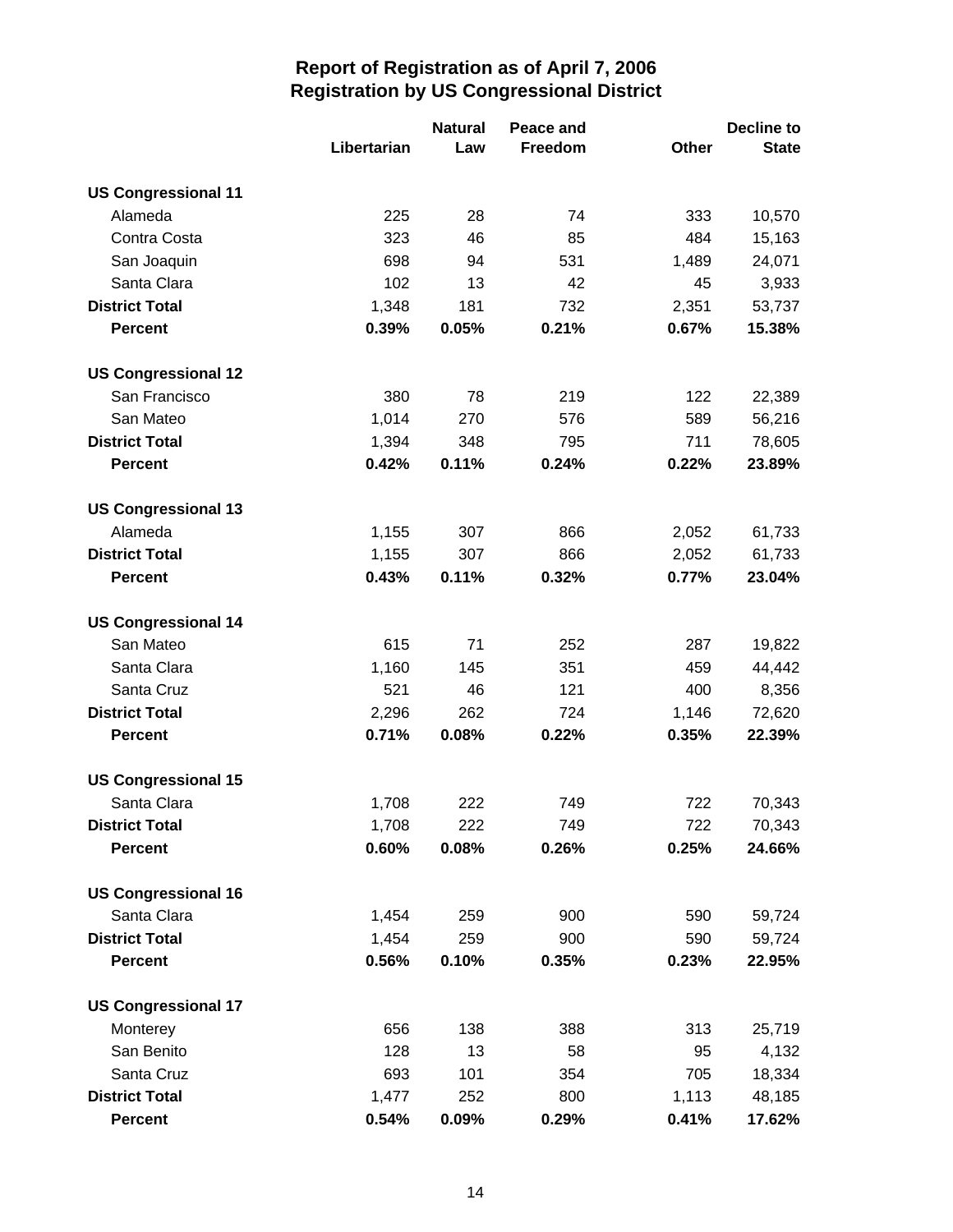# Report of Registration as of April 7, 2006
## Registration by US Congressional District

| | Libertarian | Natural Law | Peace and Freedom | Other | Decline to State |
|---|---|---|---|---|---|
| **US Congressional 11** | | | | | |
| Alameda | 225 | 28 | 74 | 333 | 10,570 |
| Contra Costa | 323 | 46 | 85 | 484 | 15,163 |
| San Joaquin | 698 | 94 | 531 | 1,489 | 24,071 |
| Santa Clara | 102 | 13 | 42 | 45 | 3,933 |
| **District Total** | 1,348 | 181 | 732 | 2,351 | 53,737 |
| **Percent** | **0.39%** | **0.05%** | **0.21%** | **0.67%** | **15.38%** |
| **US Congressional 12** | | | | | |
| San Francisco | 380 | 78 | 219 | 122 | 22,389 |
| San Mateo | 1,014 | 270 | 576 | 589 | 56,216 |
| **District Total** | 1,394 | 348 | 795 | 711 | 78,605 |
| **Percent** | **0.42%** | **0.11%** | **0.24%** | **0.22%** | **23.89%** |
| **US Congressional 13** | | | | | |
| Alameda | 1,155 | 307 | 866 | 2,052 | 61,733 |
| **District Total** | 1,155 | 307 | 866 | 2,052 | 61,733 |
| **Percent** | **0.43%** | **0.11%** | **0.32%** | **0.77%** | **23.04%** |
| **US Congressional 14** | | | | | |
| San Mateo | 615 | 71 | 252 | 287 | 19,822 |
| Santa Clara | 1,160 | 145 | 351 | 459 | 44,442 |
| Santa Cruz | 521 | 46 | 121 | 400 | 8,356 |
| **District Total** | 2,296 | 262 | 724 | 1,146 | 72,620 |
| **Percent** | **0.71%** | **0.08%** | **0.22%** | **0.35%** | **22.39%** |
| **US Congressional 15** | | | | | |
| Santa Clara | 1,708 | 222 | 749 | 722 | 70,343 |
| **District Total** | 1,708 | 222 | 749 | 722 | 70,343 |
| **Percent** | **0.60%** | **0.08%** | **0.26%** | **0.25%** | **24.66%** |
| **US Congressional 16** | | | | | |
| Santa Clara | 1,454 | 259 | 900 | 590 | 59,724 |
| **District Total** | 1,454 | 259 | 900 | 590 | 59,724 |
| **Percent** | **0.56%** | **0.10%** | **0.35%** | **0.23%** | **22.95%** |
| **US Congressional 17** | | | | | |
| Monterey | 656 | 138 | 388 | 313 | 25,719 |
| San Benito | 128 | 13 | 58 | 95 | 4,132 |
| Santa Cruz | 693 | 101 | 354 | 705 | 18,334 |
| **District Total** | 1,477 | 252 | 800 | 1,113 | 48,185 |
| **Percent** | **0.54%** | **0.09%** | **0.29%** | **0.41%** | **17.62%** |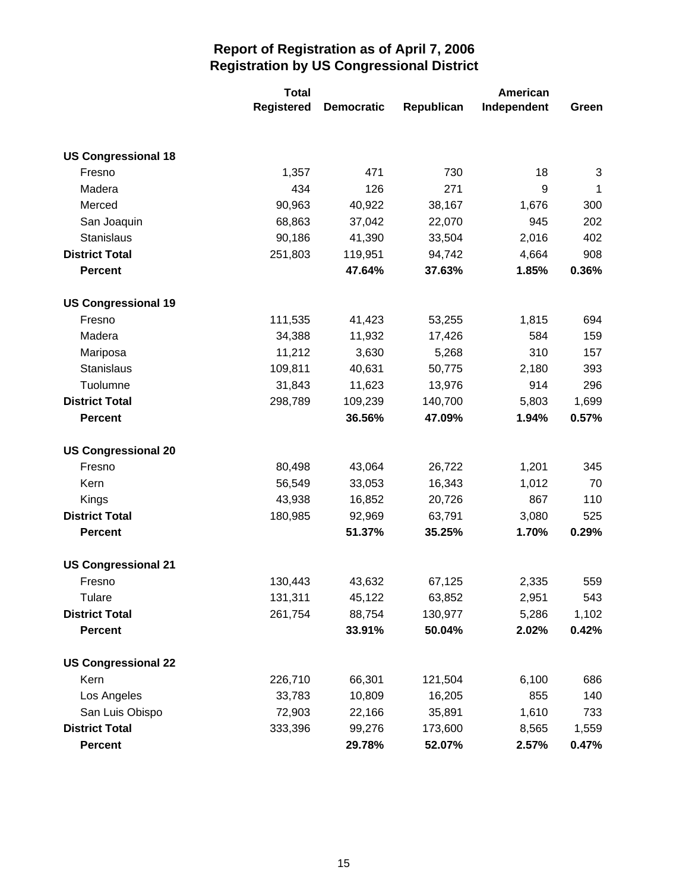# Report of Registration as of April 7, 2006
## Registration by US Congressional District

| | Total Registered | Democratic | Republican | American Independent | Green |
|---|---|---|---|---|---|
| **US Congressional 18** | | | | | |
| Fresno | 1,357 | 471 | 730 | 18 | 3 |
| Madera | 434 | 126 | 271 | 9 | 1 |
| Merced | 90,963 | 40,922 | 38,167 | 1,676 | 300 |
| San Joaquin | 68,863 | 37,042 | 22,070 | 945 | 202 |
| Stanislaus | 90,186 | 41,390 | 33,504 | 2,016 | 402 |
| **District Total** | 251,803 | 119,951 | 94,742 | 4,664 | 908 |
| **Percent** | | **47.64%** | **37.63%** | **1.85%** | **0.36%** |
| **US Congressional 19** | | | | | |
| Fresno | 111,535 | 41,423 | 53,255 | 1,815 | 694 |
| Madera | 34,388 | 11,932 | 17,426 | 584 | 159 |
| Mariposa | 11,212 | 3,630 | 5,268 | 310 | 157 |
| Stanislaus | 109,811 | 40,631 | 50,775 | 2,180 | 393 |
| Tuolumne | 31,843 | 11,623 | 13,976 | 914 | 296 |
| **District Total** | 298,789 | 109,239 | 140,700 | 5,803 | 1,699 |
| **Percent** | | **36.56%** | **47.09%** | **1.94%** | **0.57%** |
| **US Congressional 20** | | | | | |
| Fresno | 80,498 | 43,064 | 26,722 | 1,201 | 345 |
| Kern | 56,549 | 33,053 | 16,343 | 1,012 | 70 |
| Kings | 43,938 | 16,852 | 20,726 | 867 | 110 |
| **District Total** | 180,985 | 92,969 | 63,791 | 3,080 | 525 |
| **Percent** | | **51.37%** | **35.25%** | **1.70%** | **0.29%** |
| **US Congressional 21** | | | | | |
| Fresno | 130,443 | 43,632 | 67,125 | 2,335 | 559 |
| Tulare | 131,311 | 45,122 | 63,852 | 2,951 | 543 |
| **District Total** | 261,754 | 88,754 | 130,977 | 5,286 | 1,102 |
| **Percent** | | **33.91%** | **50.04%** | **2.02%** | **0.42%** |
| **US Congressional 22** | | | | | |
| Kern | 226,710 | 66,301 | 121,504 | 6,100 | 686 |
| Los Angeles | 33,783 | 10,809 | 16,205 | 855 | 140 |
| San Luis Obispo | 72,903 | 22,166 | 35,891 | 1,610 | 733 |
| **District Total** | 333,396 | 99,276 | 173,600 | 8,565 | 1,559 |
| **Percent** | | **29.78%** | **52.07%** | **2.57%** | **0.47%** |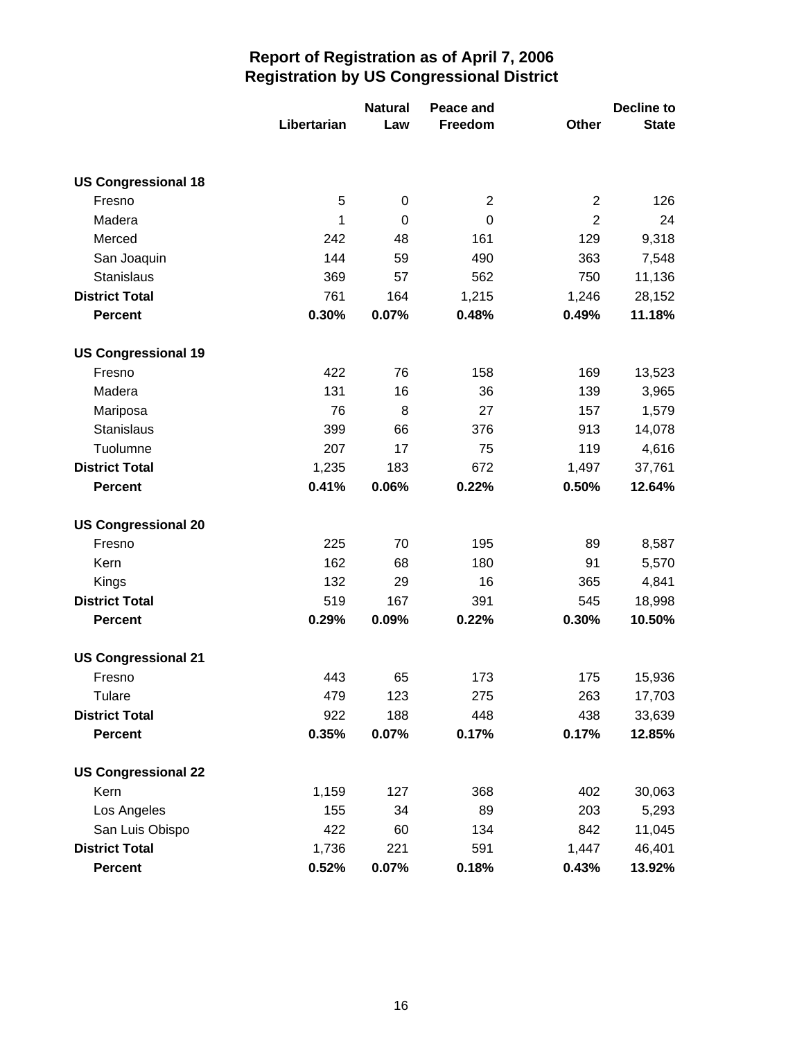# Report of Registration as of April 7, 2006
## Registration by US Congressional District

| | Libertarian | Natural Law | Peace and Freedom | Other | Decline to State |
|---|---|---|---|---|---|
| **US Congressional 18** | | | | | |
| Fresno | 5 | 0 | 2 | 2 | 126 |
| Madera | 1 | 0 | 0 | 2 | 24 |
| Merced | 242 | 48 | 161 | 129 | 9,318 |
| San Joaquin | 144 | 59 | 490 | 363 | 7,548 |
| Stanislaus | 369 | 57 | 562 | 750 | 11,136 |
| **District Total** | 761 | 164 | 1,215 | 1,246 | 28,152 |
| **Percent** | **0.30%** | **0.07%** | **0.48%** | **0.49%** | **11.18%** |
| **US Congressional 19** | | | | | |
| Fresno | 422 | 76 | 158 | 169 | 13,523 |
| Madera | 131 | 16 | 36 | 139 | 3,965 |
| Mariposa | 76 | 8 | 27 | 157 | 1,579 |
| Stanislaus | 399 | 66 | 376 | 913 | 14,078 |
| Tuolumne | 207 | 17 | 75 | 119 | 4,616 |
| **District Total** | 1,235 | 183 | 672 | 1,497 | 37,761 |
| **Percent** | **0.41%** | **0.06%** | **0.22%** | **0.50%** | **12.64%** |
| **US Congressional 20** | | | | | |
| Fresno | 225 | 70 | 195 | 89 | 8,587 |
| Kern | 162 | 68 | 180 | 91 | 5,570 |
| Kings | 132 | 29 | 16 | 365 | 4,841 |
| **District Total** | 519 | 167 | 391 | 545 | 18,998 |
| **Percent** | **0.29%** | **0.09%** | **0.22%** | **0.30%** | **10.50%** |
| **US Congressional 21** | | | | | |
| Fresno | 443 | 65 | 173 | 175 | 15,936 |
| Tulare | 479 | 123 | 275 | 263 | 17,703 |
| **District Total** | 922 | 188 | 448 | 438 | 33,639 |
| **Percent** | **0.35%** | **0.07%** | **0.17%** | **0.17%** | **12.85%** |
| **US Congressional 22** | | | | | |
| Kern | 1,159 | 127 | 368 | 402 | 30,063 |
| Los Angeles | 155 | 34 | 89 | 203 | 5,293 |
| San Luis Obispo | 422 | 60 | 134 | 842 | 11,045 |
| **District Total** | 1,736 | 221 | 591 | 1,447 | 46,401 |
| **Percent** | **0.52%** | **0.07%** | **0.18%** | **0.43%** | **13.92%** |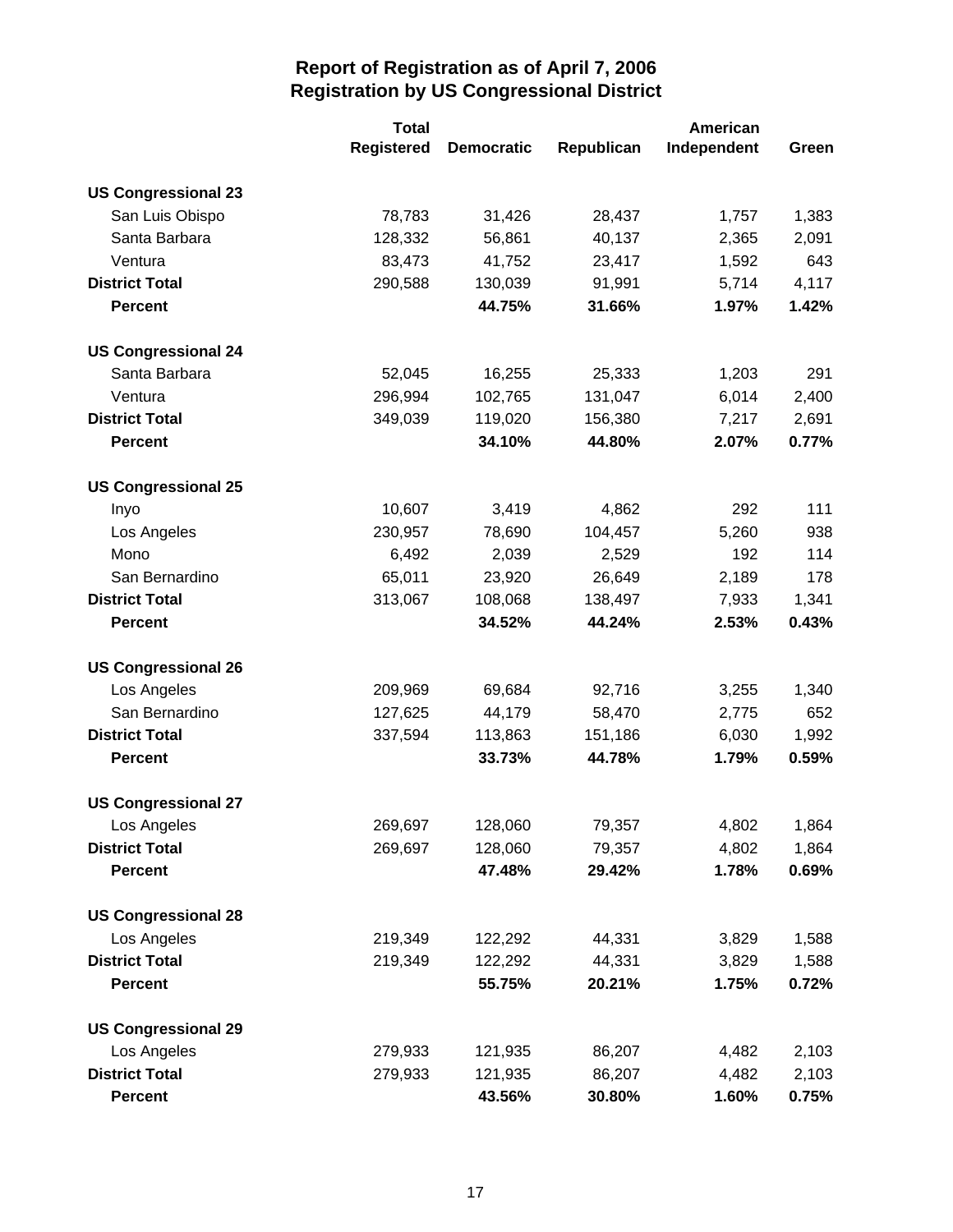# Report of Registration as of April 7, 2006
## Registration by US Congressional District

| | Total Registered | Democratic | Republican | American Independent | Green |
|---|---|---|---|---|---|
| **US Congressional 23** | | | | | |
| San Luis Obispo | 78,783 | 31,426 | 28,437 | 1,757 | 1,383 |
| Santa Barbara | 128,332 | 56,861 | 40,137 | 2,365 | 2,091 |
| Ventura | 83,473 | 41,752 | 23,417 | 1,592 | 643 |
| **District Total** | 290,588 | 130,039 | 91,991 | 5,714 | 4,117 |
| **Percent** | | **44.75%** | **31.66%** | **1.97%** | **1.42%** |
| **US Congressional 24** | | | | | |
| Santa Barbara | 52,045 | 16,255 | 25,333 | 1,203 | 291 |
| Ventura | 296,994 | 102,765 | 131,047 | 6,014 | 2,400 |
| **District Total** | 349,039 | 119,020 | 156,380 | 7,217 | 2,691 |
| **Percent** | | **34.10%** | **44.80%** | **2.07%** | **0.77%** |
| **US Congressional 25** | | | | | |
| Inyo | 10,607 | 3,419 | 4,862 | 292 | 111 |
| Los Angeles | 230,957 | 78,690 | 104,457 | 5,260 | 938 |
| Mono | 6,492 | 2,039 | 2,529 | 192 | 114 |
| San Bernardino | 65,011 | 23,920 | 26,649 | 2,189 | 178 |
| **District Total** | 313,067 | 108,068 | 138,497 | 7,933 | 1,341 |
| **Percent** | | **34.52%** | **44.24%** | **2.53%** | **0.43%** |
| **US Congressional 26** | | | | | |
| Los Angeles | 209,969 | 69,684 | 92,716 | 3,255 | 1,340 |
| San Bernardino | 127,625 | 44,179 | 58,470 | 2,775 | 652 |
| **District Total** | 337,594 | 113,863 | 151,186 | 6,030 | 1,992 |
| **Percent** | | **33.73%** | **44.78%** | **1.79%** | **0.59%** |
| **US Congressional 27** | | | | | |
| Los Angeles | 269,697 | 128,060 | 79,357 | 4,802 | 1,864 |
| **District Total** | 269,697 | 128,060 | 79,357 | 4,802 | 1,864 |
| **Percent** | | **47.48%** | **29.42%** | **1.78%** | **0.69%** |
| **US Congressional 28** | | | | | |
| Los Angeles | 219,349 | 122,292 | 44,331 | 3,829 | 1,588 |
| **District Total** | 219,349 | 122,292 | 44,331 | 3,829 | 1,588 |
| **Percent** | | **55.75%** | **20.21%** | **1.75%** | **0.72%** |
| **US Congressional 29** | | | | | |
| Los Angeles | 279,933 | 121,935 | 86,207 | 4,482 | 2,103 |
| **District Total** | 279,933 | 121,935 | 86,207 | 4,482 | 2,103 |
| **Percent** | | **43.56%** | **30.80%** | **1.60%** | **0.75%** |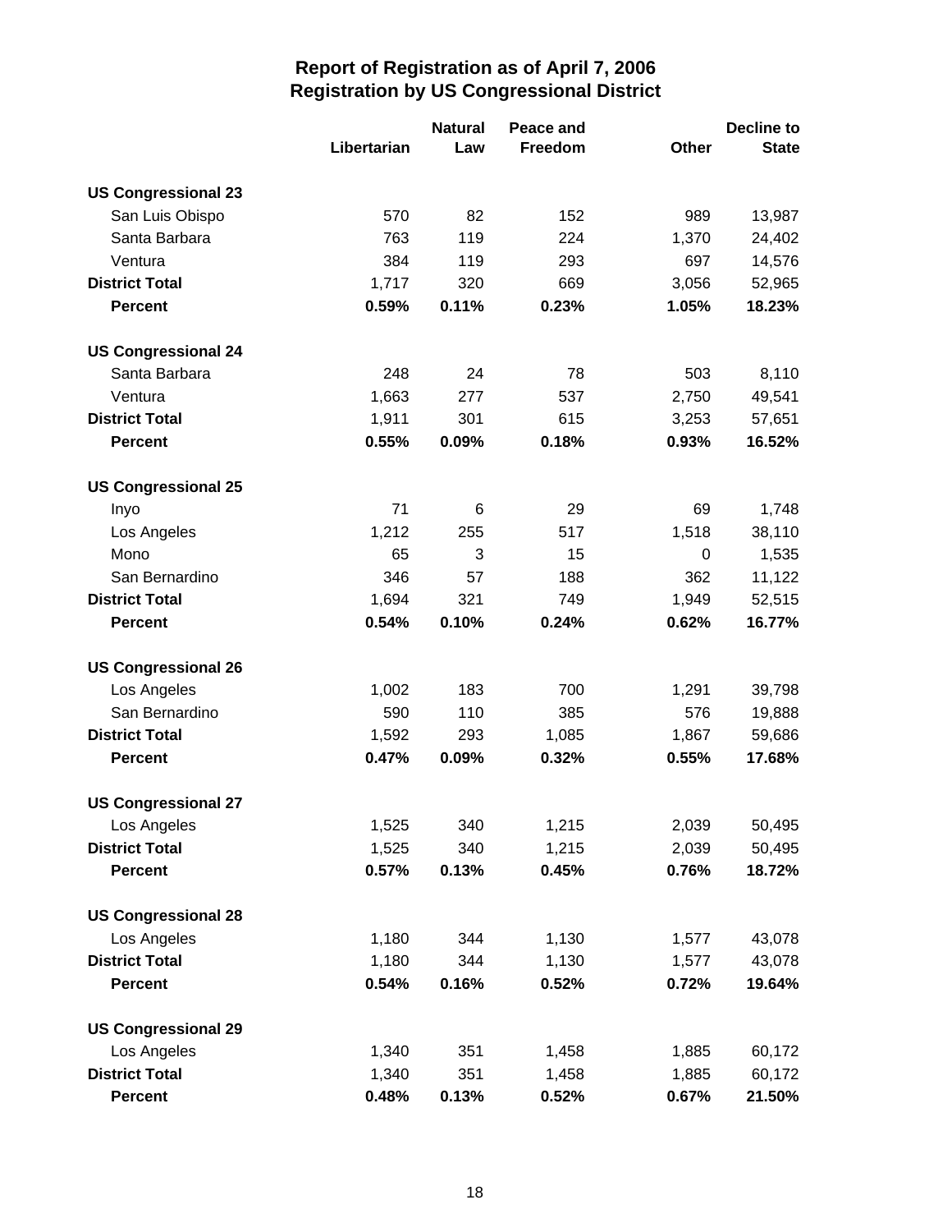# Report of Registration as of April 7, 2006
## Registration by US Congressional District

| | Libertarian | Natural Law | Peace and Freedom | Other | Decline to State |
|---|---|---|---|---|---|
| **US Congressional 23** | | | | | |
| San Luis Obispo | 570 | 82 | 152 | 989 | 13,987 |
| Santa Barbara | 763 | 119 | 224 | 1,370 | 24,402 |
| Ventura | 384 | 119 | 293 | 697 | 14,576 |
| **District Total** | 1,717 | 320 | 669 | 3,056 | 52,965 |
| **Percent** | **0.59%** | **0.11%** | **0.23%** | **1.05%** | **18.23%** |
| **US Congressional 24** | | | | | |
| Santa Barbara | 248 | 24 | 78 | 503 | 8,110 |
| Ventura | 1,663 | 277 | 537 | 2,750 | 49,541 |
| **District Total** | 1,911 | 301 | 615 | 3,253 | 57,651 |
| **Percent** | **0.55%** | **0.09%** | **0.18%** | **0.93%** | **16.52%** |
| **US Congressional 25** | | | | | |
| Inyo | 71 | 6 | 29 | 69 | 1,748 |
| Los Angeles | 1,212 | 255 | 517 | 1,518 | 38,110 |
| Mono | 65 | 3 | 15 | 0 | 1,535 |
| San Bernardino | 346 | 57 | 188 | 362 | 11,122 |
| **District Total** | 1,694 | 321 | 749 | 1,949 | 52,515 |
| **Percent** | **0.54%** | **0.10%** | **0.24%** | **0.62%** | **16.77%** |
| **US Congressional 26** | | | | | |
| Los Angeles | 1,002 | 183 | 700 | 1,291 | 39,798 |
| San Bernardino | 590 | 110 | 385 | 576 | 19,888 |
| **District Total** | 1,592 | 293 | 1,085 | 1,867 | 59,686 |
| **Percent** | **0.47%** | **0.09%** | **0.32%** | **0.55%** | **17.68%** |
| **US Congressional 27** | | | | | |
| Los Angeles | 1,525 | 340 | 1,215 | 2,039 | 50,495 |
| **District Total** | 1,525 | 340 | 1,215 | 2,039 | 50,495 |
| **Percent** | **0.57%** | **0.13%** | **0.45%** | **0.76%** | **18.72%** |
| **US Congressional 28** | | | | | |
| Los Angeles | 1,180 | 344 | 1,130 | 1,577 | 43,078 |
| **District Total** | 1,180 | 344 | 1,130 | 1,577 | 43,078 |
| **Percent** | **0.54%** | **0.16%** | **0.52%** | **0.72%** | **19.64%** |
| **US Congressional 29** | | | | | |
| Los Angeles | 1,340 | 351 | 1,458 | 1,885 | 60,172 |
| **District Total** | 1,340 | 351 | 1,458 | 1,885 | 60,172 |
| **Percent** | **0.48%** | **0.13%** | **0.52%** | **0.67%** | **21.50%** |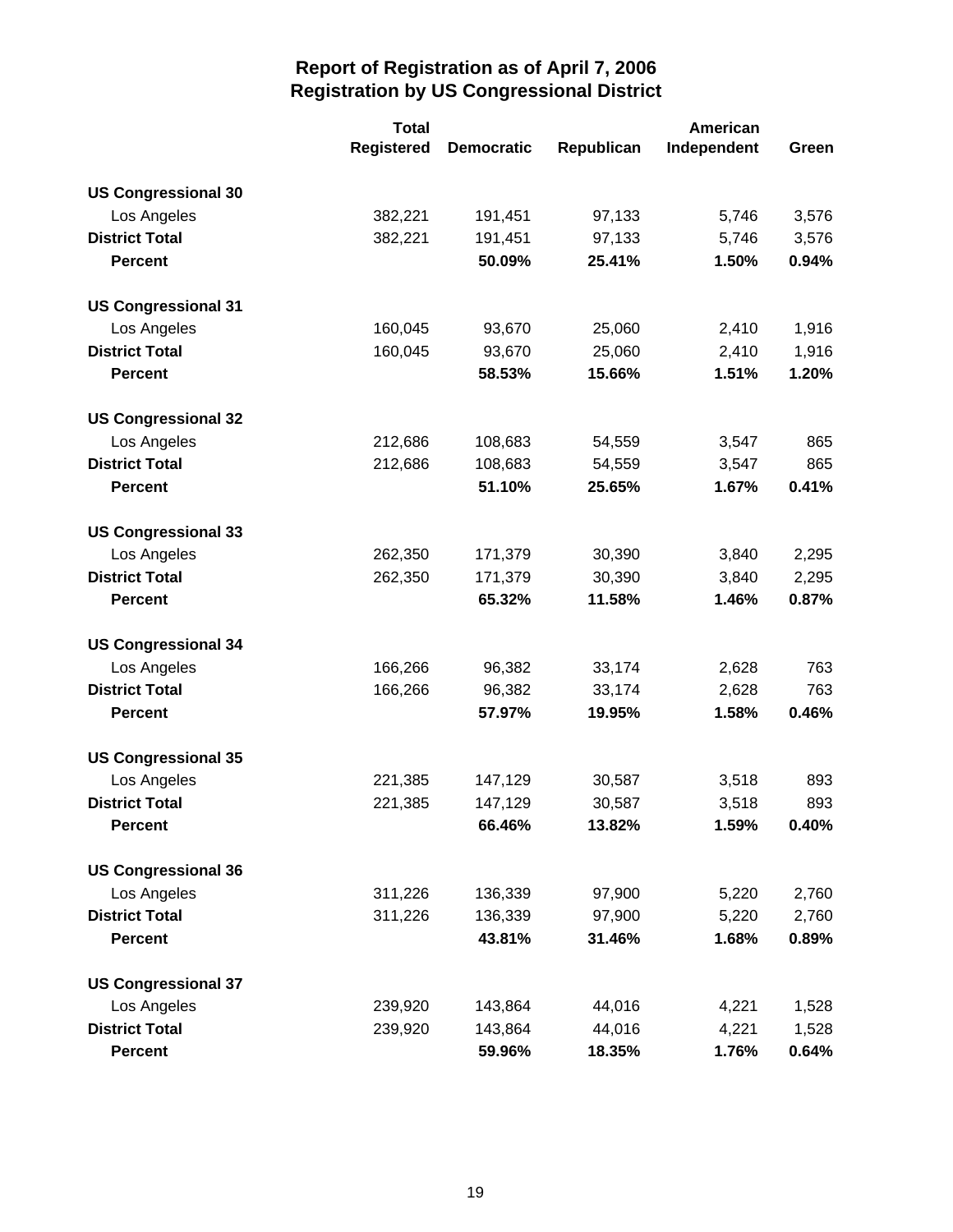# Report of Registration as of April 7, 2006
## Registration by US Congressional District

| | Total Registered | Democratic | Republican | American Independent | Green |
|---|---|---|---|---|---|
| **US Congressional 30** | | | | | |
| Los Angeles | 382,221 | 191,451 | 97,133 | 5,746 | 3,576 |
| **District Total** | 382,221 | 191,451 | 97,133 | 5,746 | 3,576 |
| **Percent** | | **50.09%** | **25.41%** | **1.50%** | **0.94%** |
| **US Congressional 31** | | | | | |
| Los Angeles | 160,045 | 93,670 | 25,060 | 2,410 | 1,916 |
| **District Total** | 160,045 | 93,670 | 25,060 | 2,410 | 1,916 |
| **Percent** | | **58.53%** | **15.66%** | **1.51%** | **1.20%** |
| **US Congressional 32** | | | | | |
| Los Angeles | 212,686 | 108,683 | 54,559 | 3,547 | 865 |
| **District Total** | 212,686 | 108,683 | 54,559 | 3,547 | 865 |
| **Percent** | | **51.10%** | **25.65%** | **1.67%** | **0.41%** |
| **US Congressional 33** | | | | | |
| Los Angeles | 262,350 | 171,379 | 30,390 | 3,840 | 2,295 |
| **District Total** | 262,350 | 171,379 | 30,390 | 3,840 | 2,295 |
| **Percent** | | **65.32%** | **11.58%** | **1.46%** | **0.87%** |
| **US Congressional 34** | | | | | |
| Los Angeles | 166,266 | 96,382 | 33,174 | 2,628 | 763 |
| **District Total** | 166,266 | 96,382 | 33,174 | 2,628 | 763 |
| **Percent** | | **57.97%** | **19.95%** | **1.58%** | **0.46%** |
| **US Congressional 35** | | | | | |
| Los Angeles | 221,385 | 147,129 | 30,587 | 3,518 | 893 |
| **District Total** | 221,385 | 147,129 | 30,587 | 3,518 | 893 |
| **Percent** | | **66.46%** | **13.82%** | **1.59%** | **0.40%** |
| **US Congressional 36** | | | | | |
| Los Angeles | 311,226 | 136,339 | 97,900 | 5,220 | 2,760 |
| **District Total** | 311,226 | 136,339 | 97,900 | 5,220 | 2,760 |
| **Percent** | | **43.81%** | **31.46%** | **1.68%** | **0.89%** |
| **US Congressional 37** | | | | | |
| Los Angeles | 239,920 | 143,864 | 44,016 | 4,221 | 1,528 |
| **District Total** | 239,920 | 143,864 | 44,016 | 4,221 | 1,528 |
| **Percent** | | **59.96%** | **18.35%** | **1.76%** | **0.64%** |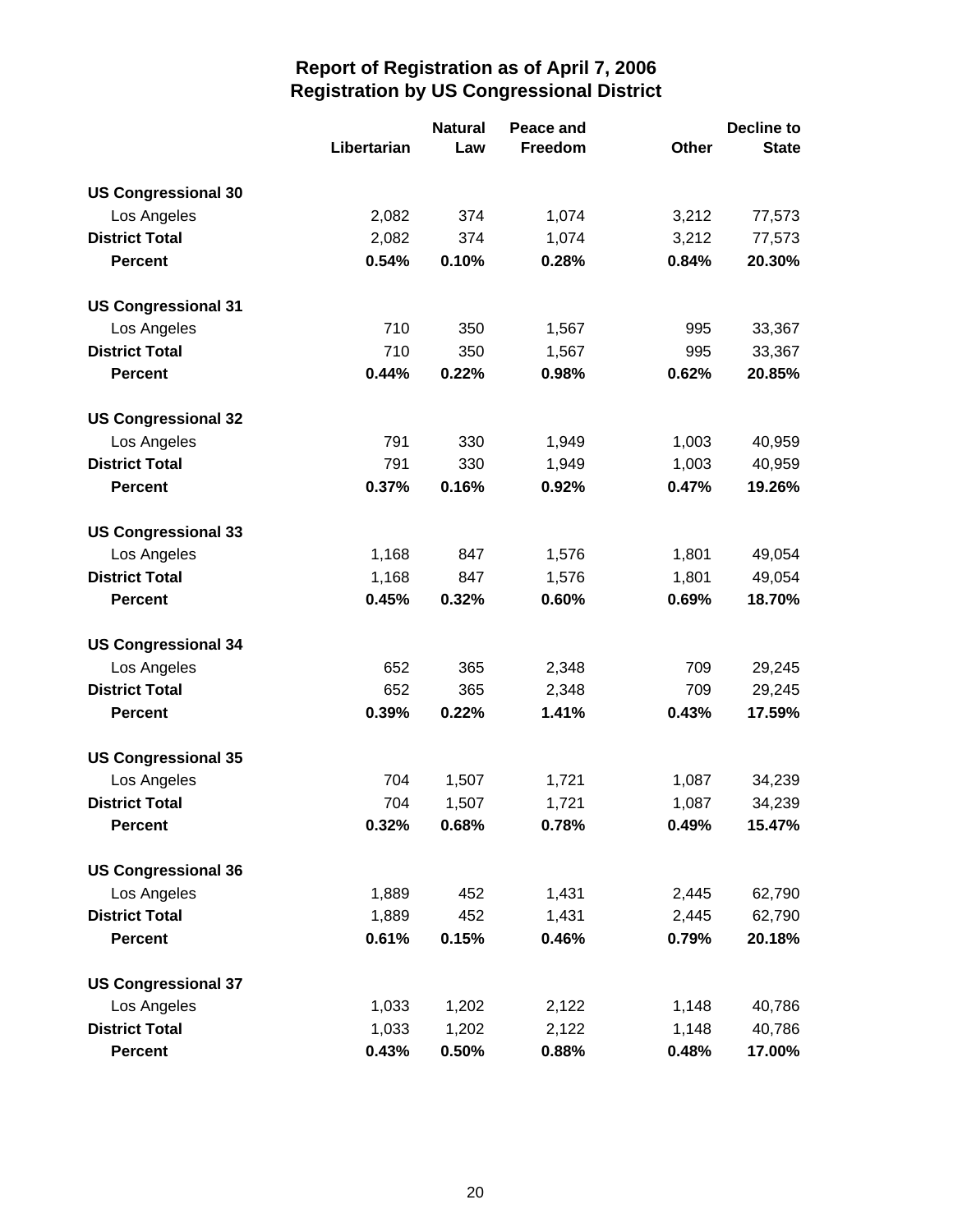## Report of Registration as of April 7, 2006
## Registration by US Congressional District

| | Libertarian | Natural Law | Peace and Freedom | Other | Decline to State |
|---|---|---|---|---|---|
| **US Congressional 30** | | | | | |
| Los Angeles | 2,082 | 374 | 1,074 | 3,212 | 77,573 |
| **District Total** | 2,082 | 374 | 1,074 | 3,212 | 77,573 |
| **Percent** | **0.54%** | **0.10%** | **0.28%** | **0.84%** | **20.30%** |
| **US Congressional 31** | | | | | |
| Los Angeles | 710 | 350 | 1,567 | 995 | 33,367 |
| **District Total** | 710 | 350 | 1,567 | 995 | 33,367 |
| **Percent** | **0.44%** | **0.22%** | **0.98%** | **0.62%** | **20.85%** |
| **US Congressional 32** | | | | | |
| Los Angeles | 791 | 330 | 1,949 | 1,003 | 40,959 |
| **District Total** | 791 | 330 | 1,949 | 1,003 | 40,959 |
| **Percent** | **0.37%** | **0.16%** | **0.92%** | **0.47%** | **19.26%** |
| **US Congressional 33** | | | | | |
| Los Angeles | 1,168 | 847 | 1,576 | 1,801 | 49,054 |
| **District Total** | 1,168 | 847 | 1,576 | 1,801 | 49,054 |
| **Percent** | **0.45%** | **0.32%** | **0.60%** | **0.69%** | **18.70%** |
| **US Congressional 34** | | | | | |
| Los Angeles | 652 | 365 | 2,348 | 709 | 29,245 |
| **District Total** | 652 | 365 | 2,348 | 709 | 29,245 |
| **Percent** | **0.39%** | **0.22%** | **1.41%** | **0.43%** | **17.59%** |
| **US Congressional 35** | | | | | |
| Los Angeles | 704 | 1,507 | 1,721 | 1,087 | 34,239 |
| **District Total** | 704 | 1,507 | 1,721 | 1,087 | 34,239 |
| **Percent** | **0.32%** | **0.68%** | **0.78%** | **0.49%** | **15.47%** |
| **US Congressional 36** | | | | | |
| Los Angeles | 1,889 | 452 | 1,431 | 2,445 | 62,790 |
| **District Total** | 1,889 | 452 | 1,431 | 2,445 | 62,790 |
| **Percent** | **0.61%** | **0.15%** | **0.46%** | **0.79%** | **20.18%** |
| **US Congressional 37** | | | | | |
| Los Angeles | 1,033 | 1,202 | 2,122 | 1,148 | 40,786 |
| **District Total** | 1,033 | 1,202 | 2,122 | 1,148 | 40,786 |
| **Percent** | **0.43%** | **0.50%** | **0.88%** | **0.48%** | **17.00%** |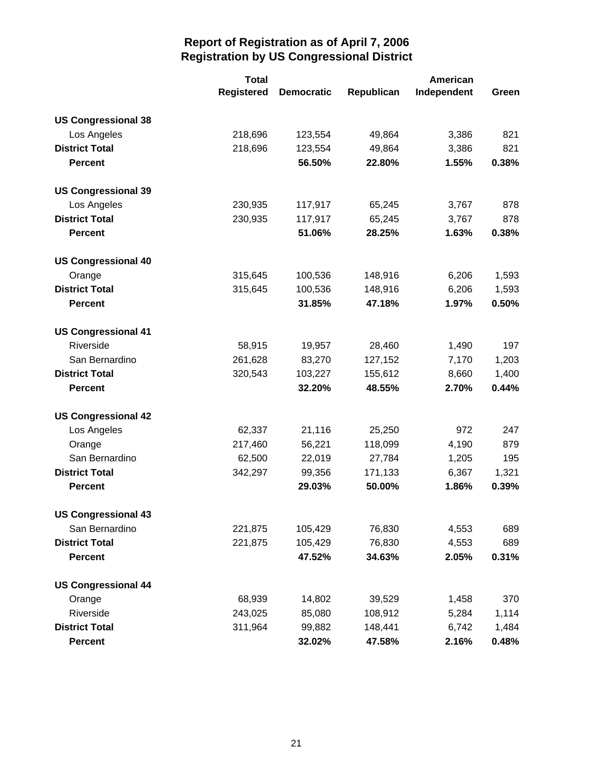# Report of Registration as of April 7, 2006
## Registration by US Congressional District

| | Total Registered | Democratic | Republican | American Independent | Green |
|---|---|---|---|---|---|
| **US Congressional 38** | | | | | |
| Los Angeles | 218,696 | 123,554 | 49,864 | 3,386 | 821 |
| **District Total** | 218,696 | 123,554 | 49,864 | 3,386 | 821 |
| **Percent** | | **56.50%** | **22.80%** | **1.55%** | **0.38%** |
| **US Congressional 39** | | | | | |
| Los Angeles | 230,935 | 117,917 | 65,245 | 3,767 | 878 |
| **District Total** | 230,935 | 117,917 | 65,245 | 3,767 | 878 |
| **Percent** | | **51.06%** | **28.25%** | **1.63%** | **0.38%** |
| **US Congressional 40** | | | | | |
| Orange | 315,645 | 100,536 | 148,916 | 6,206 | 1,593 |
| **District Total** | 315,645 | 100,536 | 148,916 | 6,206 | 1,593 |
| **Percent** | | **31.85%** | **47.18%** | **1.97%** | **0.50%** |
| **US Congressional 41** | | | | | |
| Riverside | 58,915 | 19,957 | 28,460 | 1,490 | 197 |
| San Bernardino | 261,628 | 83,270 | 127,152 | 7,170 | 1,203 |
| **District Total** | 320,543 | 103,227 | 155,612 | 8,660 | 1,400 |
| **Percent** | | **32.20%** | **48.55%** | **2.70%** | **0.44%** |
| **US Congressional 42** | | | | | |
| Los Angeles | 62,337 | 21,116 | 25,250 | 972 | 247 |
| Orange | 217,460 | 56,221 | 118,099 | 4,190 | 879 |
| San Bernardino | 62,500 | 22,019 | 27,784 | 1,205 | 195 |
| **District Total** | 342,297 | 99,356 | 171,133 | 6,367 | 1,321 |
| **Percent** | | **29.03%** | **50.00%** | **1.86%** | **0.39%** |
| **US Congressional 43** | | | | | |
| San Bernardino | 221,875 | 105,429 | 76,830 | 4,553 | 689 |
| **District Total** | 221,875 | 105,429 | 76,830 | 4,553 | 689 |
| **Percent** | | **47.52%** | **34.63%** | **2.05%** | **0.31%** |
| **US Congressional 44** | | | | | |
| Orange | 68,939 | 14,802 | 39,529 | 1,458 | 370 |
| Riverside | 243,025 | 85,080 | 108,912 | 5,284 | 1,114 |
| **District Total** | 311,964 | 99,882 | 148,441 | 6,742 | 1,484 |
| **Percent** | | **32.02%** | **47.58%** | **2.16%** | **0.48%** |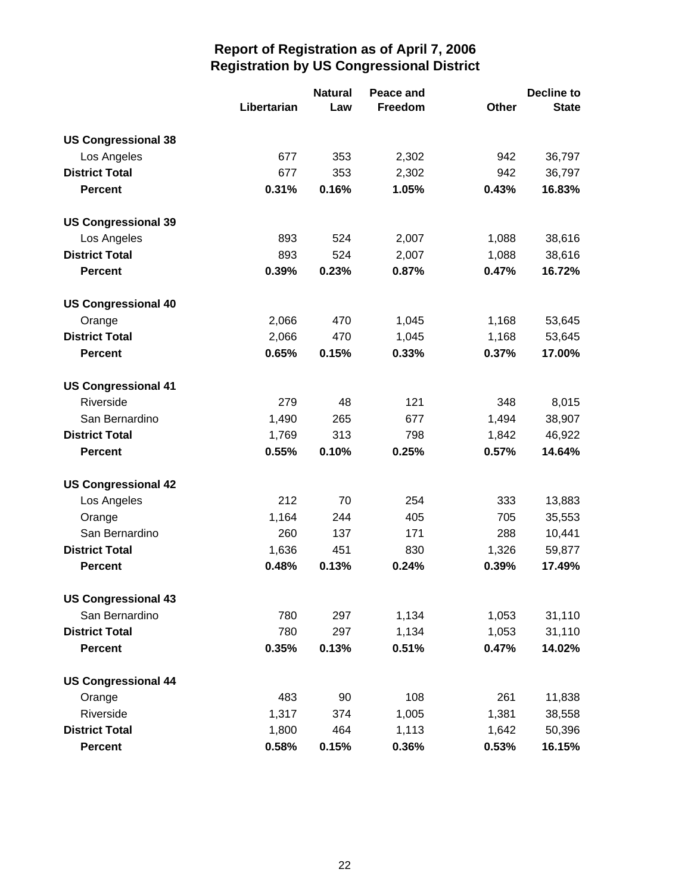# Report of Registration as of April 7, 2006
## Registration by US Congressional District

| | Libertarian | Natural Law | Peace and Freedom | Other | Decline to State |
|---|---|---|---|---|---|
| **US Congressional 38** | | | | | |
| Los Angeles | 677 | 353 | 2,302 | 942 | 36,797 |
| **District Total** | 677 | 353 | 2,302 | 942 | 36,797 |
| **Percent** | **0.31%** | **0.16%** | **1.05%** | **0.43%** | **16.83%** |
| **US Congressional 39** | | | | | |
| Los Angeles | 893 | 524 | 2,007 | 1,088 | 38,616 |
| **District Total** | 893 | 524 | 2,007 | 1,088 | 38,616 |
| **Percent** | **0.39%** | **0.23%** | **0.87%** | **0.47%** | **16.72%** |
| **US Congressional 40** | | | | | |
| Orange | 2,066 | 470 | 1,045 | 1,168 | 53,645 |
| **District Total** | 2,066 | 470 | 1,045 | 1,168 | 53,645 |
| **Percent** | **0.65%** | **0.15%** | **0.33%** | **0.37%** | **17.00%** |
| **US Congressional 41** | | | | | |
| Riverside | 279 | 48 | 121 | 348 | 8,015 |
| San Bernardino | 1,490 | 265 | 677 | 1,494 | 38,907 |
| **District Total** | 1,769 | 313 | 798 | 1,842 | 46,922 |
| **Percent** | **0.55%** | **0.10%** | **0.25%** | **0.57%** | **14.64%** |
| **US Congressional 42** | | | | | |
| Los Angeles | 212 | 70 | 254 | 333 | 13,883 |
| Orange | 1,164 | 244 | 405 | 705 | 35,553 |
| San Bernardino | 260 | 137 | 171 | 288 | 10,441 |
| **District Total** | 1,636 | 451 | 830 | 1,326 | 59,877 |
| **Percent** | **0.48%** | **0.13%** | **0.24%** | **0.39%** | **17.49%** |
| **US Congressional 43** | | | | | |
| San Bernardino | 780 | 297 | 1,134 | 1,053 | 31,110 |
| **District Total** | 780 | 297 | 1,134 | 1,053 | 31,110 |
| **Percent** | **0.35%** | **0.13%** | **0.51%** | **0.47%** | **14.02%** |
| **US Congressional 44** | | | | | |
| Orange | 483 | 90 | 108 | 261 | 11,838 |
| Riverside | 1,317 | 374 | 1,005 | 1,381 | 38,558 |
| **District Total** | 1,800 | 464 | 1,113 | 1,642 | 50,396 |
| **Percent** | **0.58%** | **0.15%** | **0.36%** | **0.53%** | **16.15%** |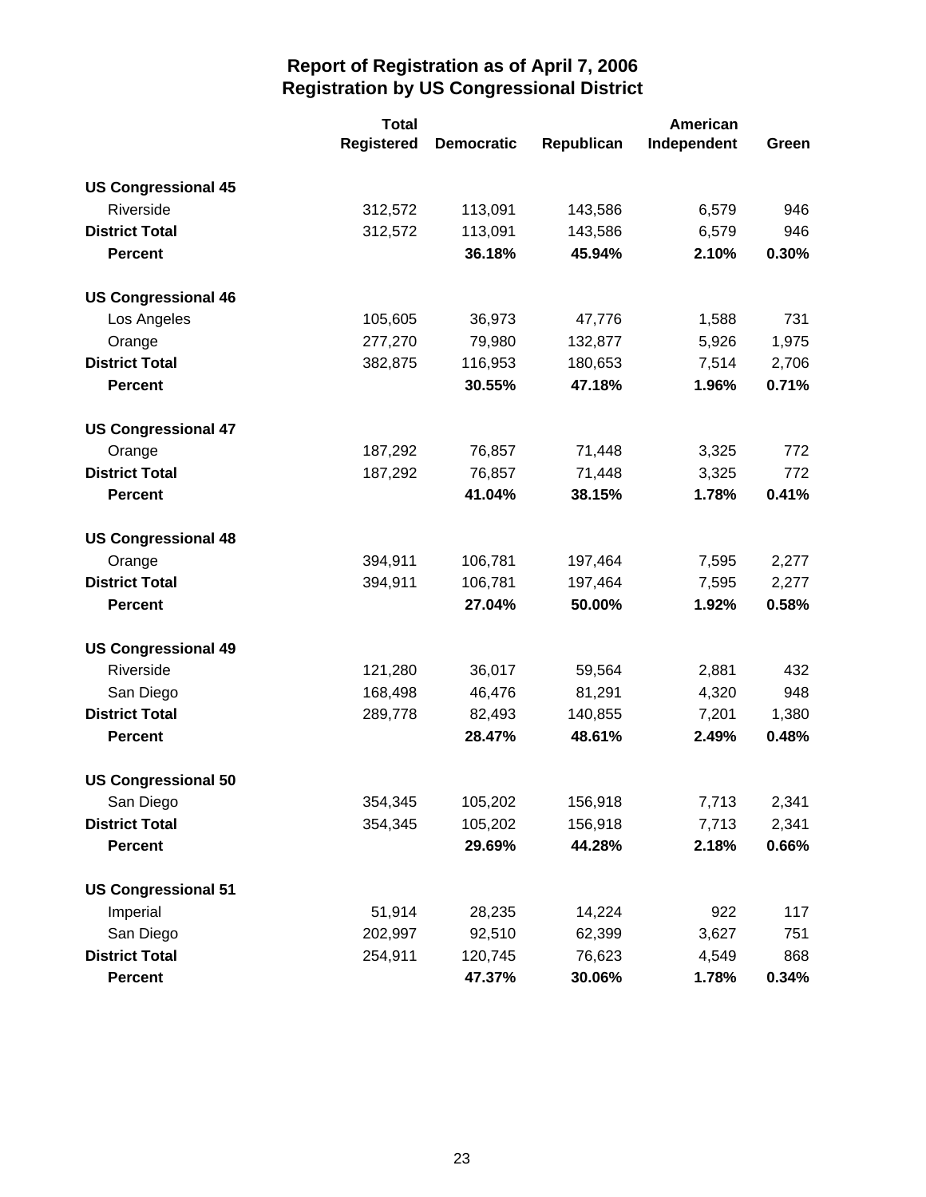# Report of Registration as of April 7, 2006
## Registration by US Congressional District

| | Total Registered | Democratic | Republican | American Independent | Green |
|---|---|---|---|---|---|
| **US Congressional 45** | | | | | |
| Riverside | 312,572 | 113,091 | 143,586 | 6,579 | 946 |
| **District Total** | 312,572 | 113,091 | 143,586 | 6,579 | 946 |
| **Percent** | | **36.18%** | **45.94%** | **2.10%** | **0.30%** |
| **US Congressional 46** | | | | | |
| Los Angeles | 105,605 | 36,973 | 47,776 | 1,588 | 731 |
| Orange | 277,270 | 79,980 | 132,877 | 5,926 | 1,975 |
| **District Total** | 382,875 | 116,953 | 180,653 | 7,514 | 2,706 |
| **Percent** | | **30.55%** | **47.18%** | **1.96%** | **0.71%** |
| **US Congressional 47** | | | | | |
| Orange | 187,292 | 76,857 | 71,448 | 3,325 | 772 |
| **District Total** | 187,292 | 76,857 | 71,448 | 3,325 | 772 |
| **Percent** | | **41.04%** | **38.15%** | **1.78%** | **0.41%** |
| **US Congressional 48** | | | | | |
| Orange | 394,911 | 106,781 | 197,464 | 7,595 | 2,277 |
| **District Total** | 394,911 | 106,781 | 197,464 | 7,595 | 2,277 |
| **Percent** | | **27.04%** | **50.00%** | **1.92%** | **0.58%** |
| **US Congressional 49** | | | | | |
| Riverside | 121,280 | 36,017 | 59,564 | 2,881 | 432 |
| San Diego | 168,498 | 46,476 | 81,291 | 4,320 | 948 |
| **District Total** | 289,778 | 82,493 | 140,855 | 7,201 | 1,380 |
| **Percent** | | **28.47%** | **48.61%** | **2.49%** | **0.48%** |
| **US Congressional 50** | | | | | |
| San Diego | 354,345 | 105,202 | 156,918 | 7,713 | 2,341 |
| **District Total** | 354,345 | 105,202 | 156,918 | 7,713 | 2,341 |
| **Percent** | | **29.69%** | **44.28%** | **2.18%** | **0.66%** |
| **US Congressional 51** | | | | | |
| Imperial | 51,914 | 28,235 | 14,224 | 922 | 117 |
| San Diego | 202,997 | 92,510 | 62,399 | 3,627 | 751 |
| **District Total** | 254,911 | 120,745 | 76,623 | 4,549 | 868 |
| **Percent** | | **47.37%** | **30.06%** | **1.78%** | **0.34%** |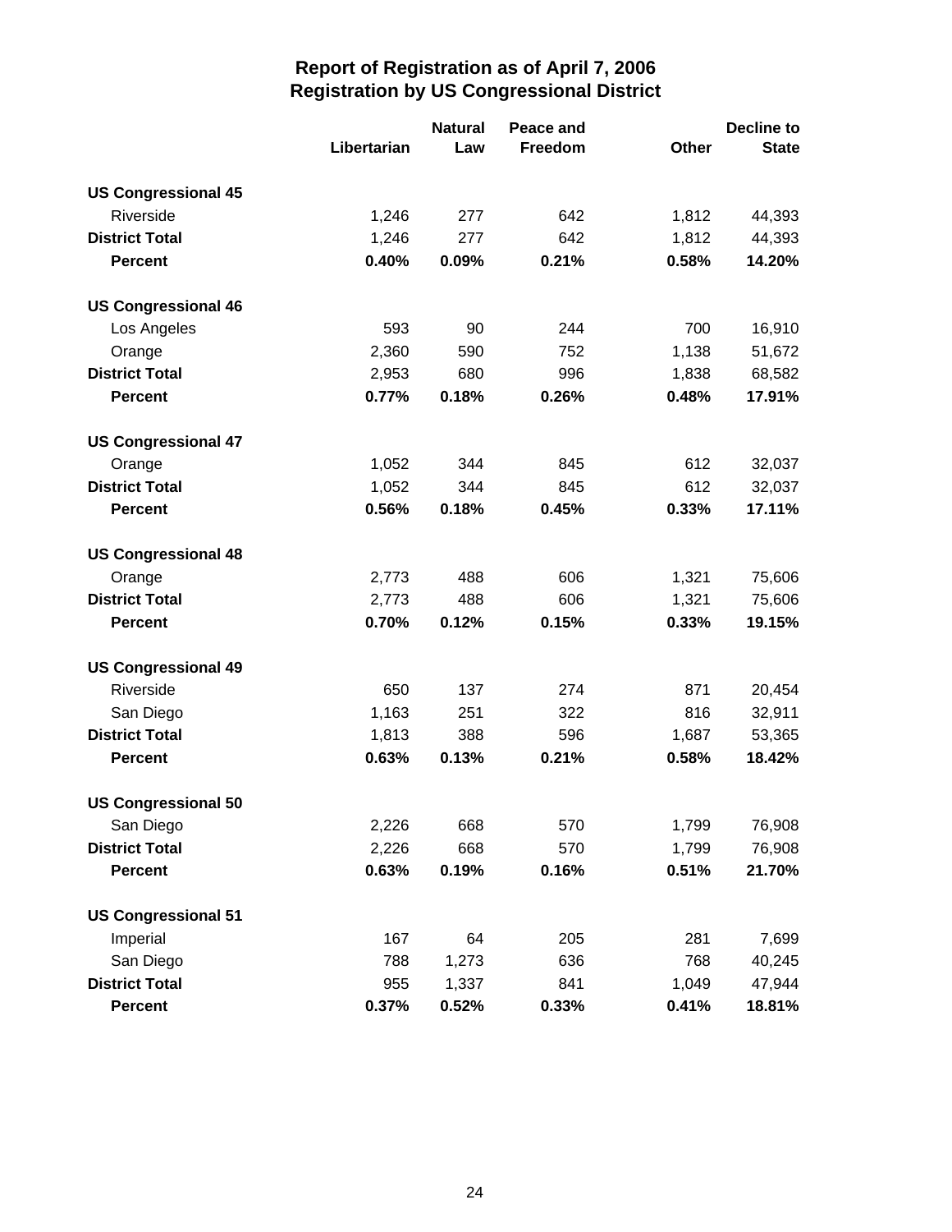# Report of Registration as of April 7, 2006
## Registration by US Congressional District

| | Libertarian | Natural Law | Peace and Freedom | Other | Decline to State |
|---|---|---|---|---|---|
| **US Congressional 45** | | | | | |
| Riverside | 1,246 | 277 | 642 | 1,812 | 44,393 |
| **District Total** | 1,246 | 277 | 642 | 1,812 | 44,393 |
| **Percent** | **0.40%** | **0.09%** | **0.21%** | **0.58%** | **14.20%** |
| **US Congressional 46** | | | | | |
| Los Angeles | 593 | 90 | 244 | 700 | 16,910 |
| Orange | 2,360 | 590 | 752 | 1,138 | 51,672 |
| **District Total** | 2,953 | 680 | 996 | 1,838 | 68,582 |
| **Percent** | **0.77%** | **0.18%** | **0.26%** | **0.48%** | **17.91%** |
| **US Congressional 47** | | | | | |
| Orange | 1,052 | 344 | 845 | 612 | 32,037 |
| **District Total** | 1,052 | 344 | 845 | 612 | 32,037 |
| **Percent** | **0.56%** | **0.18%** | **0.45%** | **0.33%** | **17.11%** |
| **US Congressional 48** | | | | | |
| Orange | 2,773 | 488 | 606 | 1,321 | 75,606 |
| **District Total** | 2,773 | 488 | 606 | 1,321 | 75,606 |
| **Percent** | **0.70%** | **0.12%** | **0.15%** | **0.33%** | **19.15%** |
| **US Congressional 49** | | | | | |
| Riverside | 650 | 137 | 274 | 871 | 20,454 |
| San Diego | 1,163 | 251 | 322 | 816 | 32,911 |
| **District Total** | 1,813 | 388 | 596 | 1,687 | 53,365 |
| **Percent** | **0.63%** | **0.13%** | **0.21%** | **0.58%** | **18.42%** |
| **US Congressional 50** | | | | | |
| San Diego | 2,226 | 668 | 570 | 1,799 | 76,908 |
| **District Total** | 2,226 | 668 | 570 | 1,799 | 76,908 |
| **Percent** | **0.63%** | **0.19%** | **0.16%** | **0.51%** | **21.70%** |
| **US Congressional 51** | | | | | |
| Imperial | 167 | 64 | 205 | 281 | 7,699 |
| San Diego | 788 | 1,273 | 636 | 768 | 40,245 |
| **District Total** | 955 | 1,337 | 841 | 1,049 | 47,944 |
| **Percent** | **0.37%** | **0.52%** | **0.33%** | **0.41%** | **18.81%** |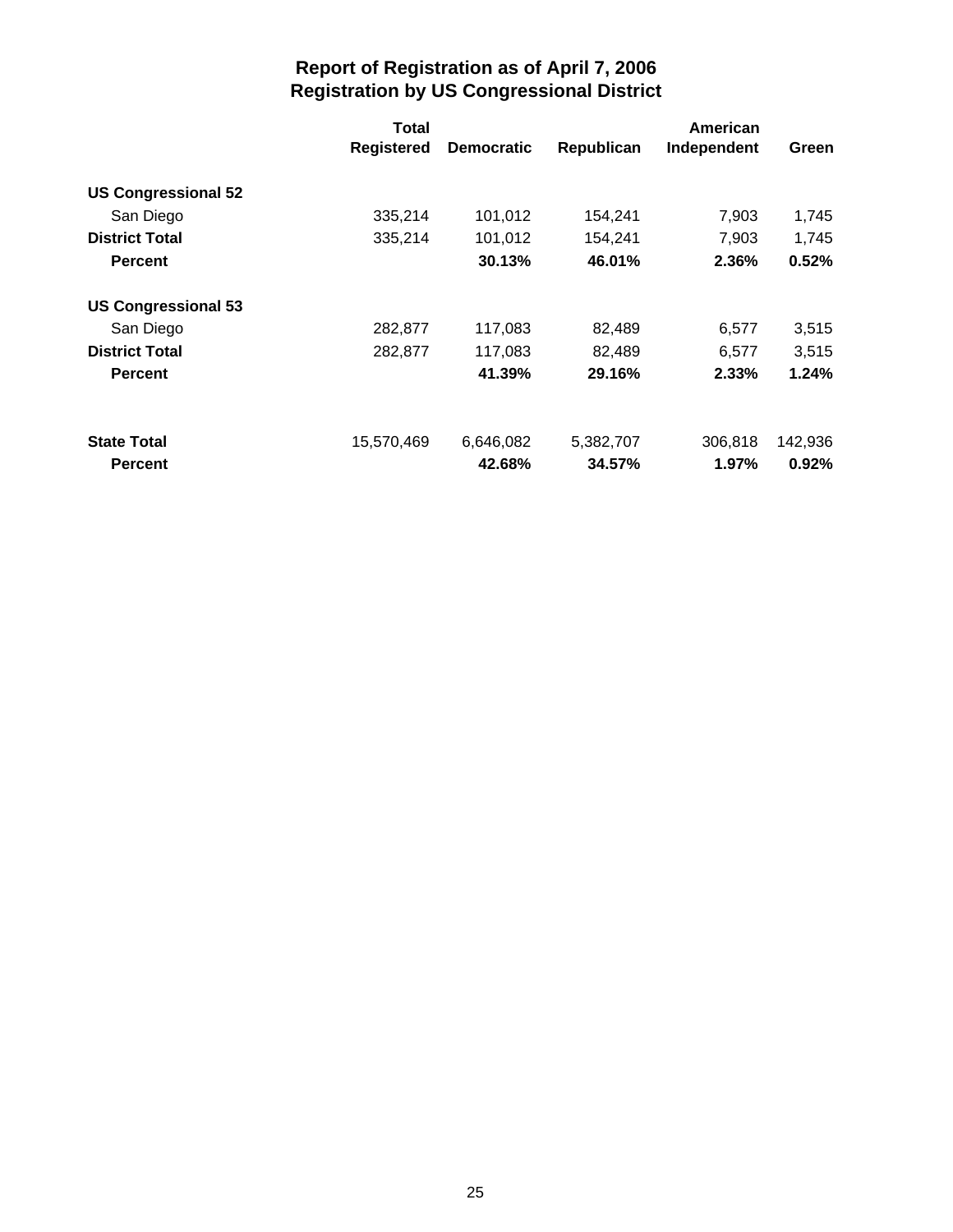# Report of Registration as of April 7, 2006
# Registration by US Congressional District

| | Total Registered | Democratic | Republican | American Independent | Green |
|---|---|---|---|---|---|
| **US Congressional 52** | | | | | |
| San Diego | 335,214 | 101,012 | 154,241 | 7,903 | 1,745 |
| **District Total** | 335,214 | 101,012 | 154,241 | 7,903 | 1,745 |
| **Percent** | | **30.13%** | **46.01%** | **2.36%** | **0.52%** |
| **US Congressional 53** | | | | | |
| San Diego | 282,877 | 117,083 | 82,489 | 6,577 | 3,515 |
| **District Total** | 282,877 | 117,083 | 82,489 | 6,577 | 3,515 |
| **Percent** | | **41.39%** | **29.16%** | **2.33%** | **1.24%** |
| **State Total** | 15,570,469 | 6,646,082 | 5,382,707 | 306,818 | 142,936 |
| **Percent** | | **42.68%** | **34.57%** | **1.97%** | **0.92%** |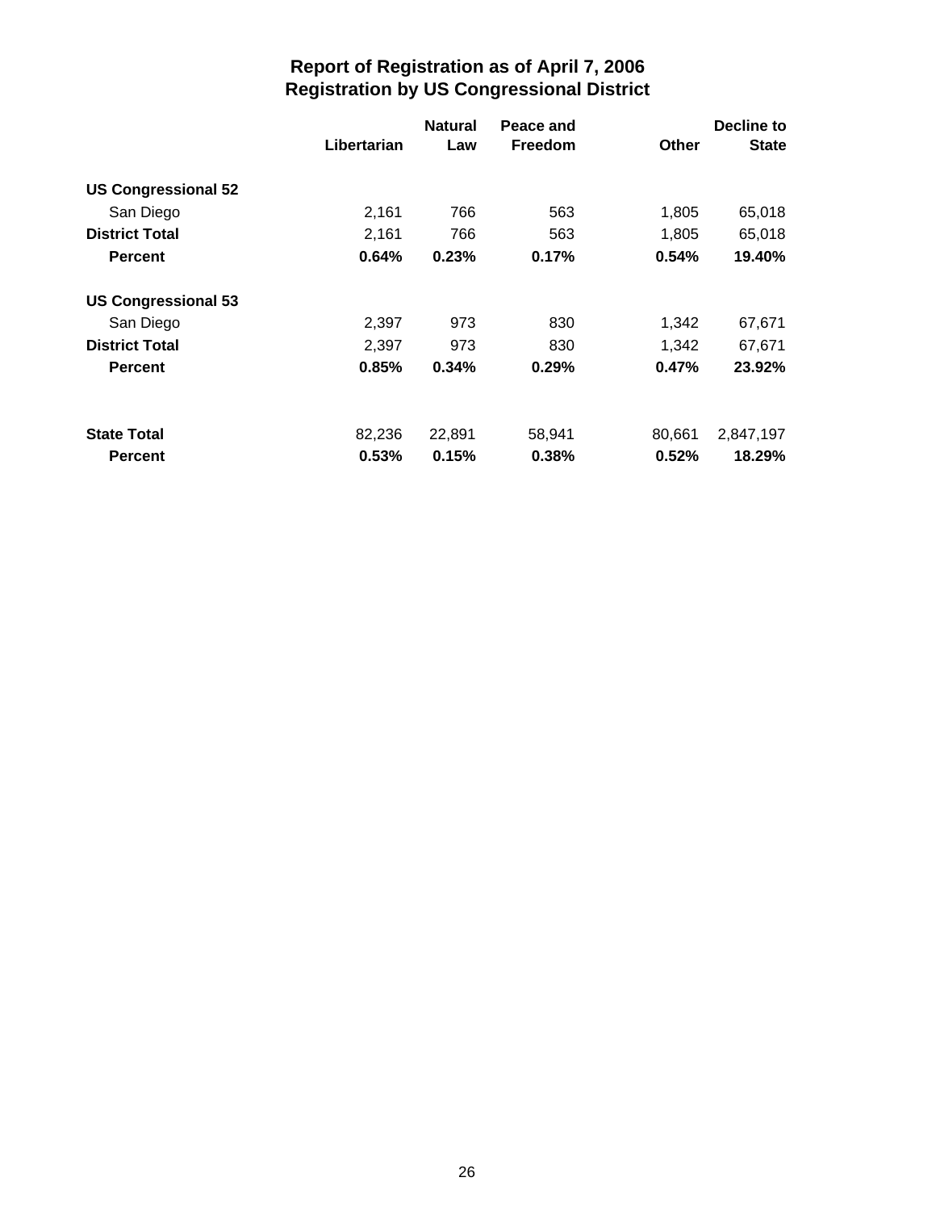# Report of Registration as of April 7, 2006
## Registration by US Congressional District

| | Libertarian | Natural Law | Peace and Freedom | Other | Decline to State |
|---|---|---|---|---|---|
| **US Congressional 52** | | | | | |
| San Diego | 2,161 | 766 | 563 | 1,805 | 65,018 |
| **District Total** | 2,161 | 766 | 563 | 1,805 | 65,018 |
| **Percent** | **0.64%** | **0.23%** | **0.17%** | **0.54%** | **19.40%** |
| **US Congressional 53** | | | | | |
| San Diego | 2,397 | 973 | 830 | 1,342 | 67,671 |
| **District Total** | 2,397 | 973 | 830 | 1,342 | 67,671 |
| **Percent** | **0.85%** | **0.34%** | **0.29%** | **0.47%** | **23.92%** |
| **State Total** | 82,236 | 22,891 | 58,941 | 80,661 | 2,847,197 |
| **Percent** | **0.53%** | **0.15%** | **0.38%** | **0.52%** | **18.29%** |